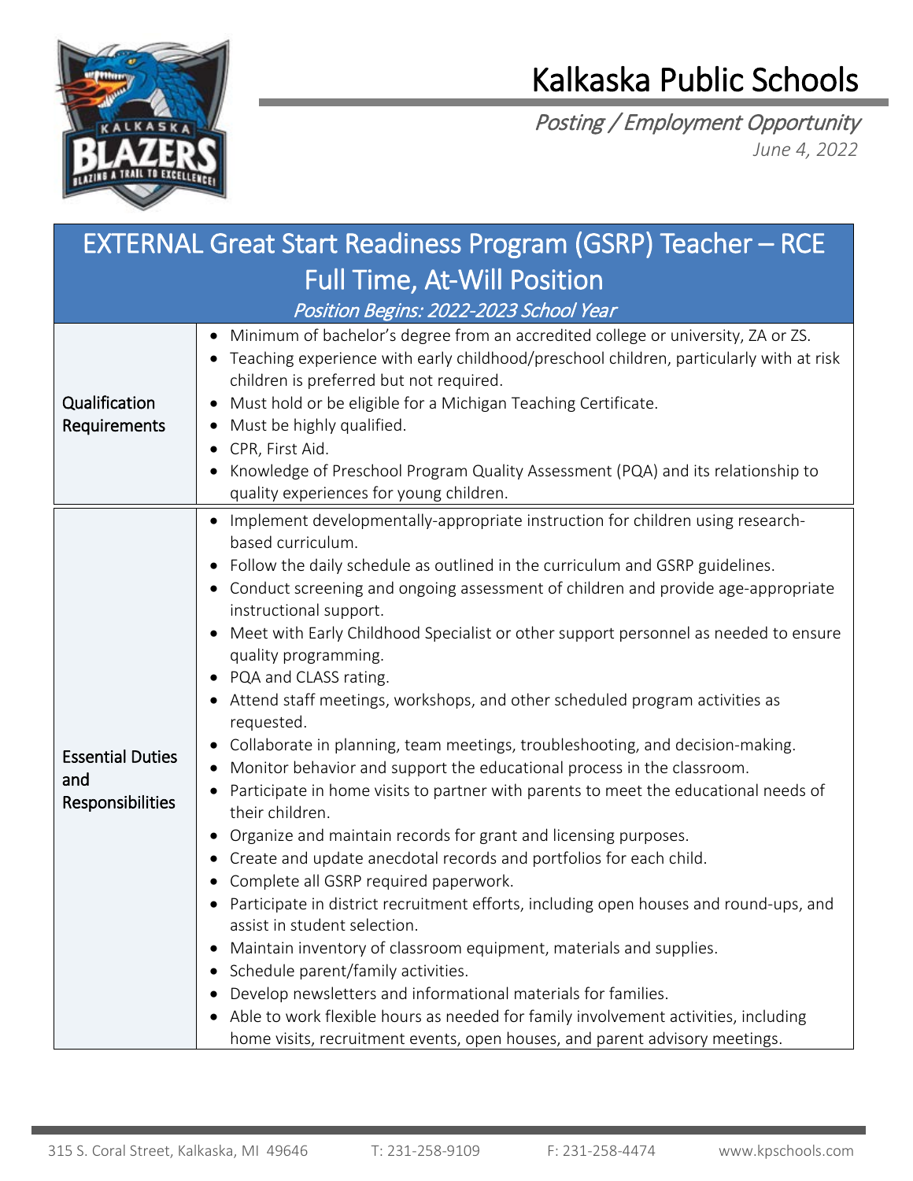# Kalkaska Public Schools

*Posting / Employment Opportunity*

*June 4, 2022*

## EXTERNAL Great Start Readiness Program (GSRP) Teacher – RCE Full Time, At-Will Position

*Position Begins: 2022-2023 School Year*

| | |
|---|---|
| **Qualification Requirements** | • Minimum of bachelor's degree from an accredited college or university, ZA or ZS.<br>• Teaching experience with early childhood/preschool children, particularly with at risk children is preferred but not required.<br>• Must hold or be eligible for a Michigan Teaching Certificate.<br>• Must be highly qualified.<br>• CPR, First Aid.<br>• Knowledge of Preschool Program Quality Assessment (PQA) and its relationship to quality experiences for young children. |
| **Essential Duties and Responsibilities** | • Implement developmentally-appropriate instruction for children using research-based curriculum.<br>• Follow the daily schedule as outlined in the curriculum and GSRP guidelines.<br>• Conduct screening and ongoing assessment of children and provide age-appropriate instructional support.<br>• Meet with Early Childhood Specialist or other support personnel as needed to ensure quality programming.<br>• PQA and CLASS rating.<br>• Attend staff meetings, workshops, and other scheduled program activities as requested.<br>• Collaborate in planning, team meetings, troubleshooting, and decision-making.<br>• Monitor behavior and support the educational process in the classroom.<br>• Participate in home visits to partner with parents to meet the educational needs of their children.<br>• Organize and maintain records for grant and licensing purposes.<br>• Create and update anecdotal records and portfolios for each child.<br>• Complete all GSRP required paperwork.<br>• Participate in district recruitment efforts, including open houses and round-ups, and assist in student selection.<br>• Maintain inventory of classroom equipment, materials and supplies.<br>• Schedule parent/family activities.<br>• Develop newsletters and informational materials for families.<br>• Able to work flexible hours as needed for family involvement activities, including home visits, recruitment events, open houses, and parent advisory meetings. |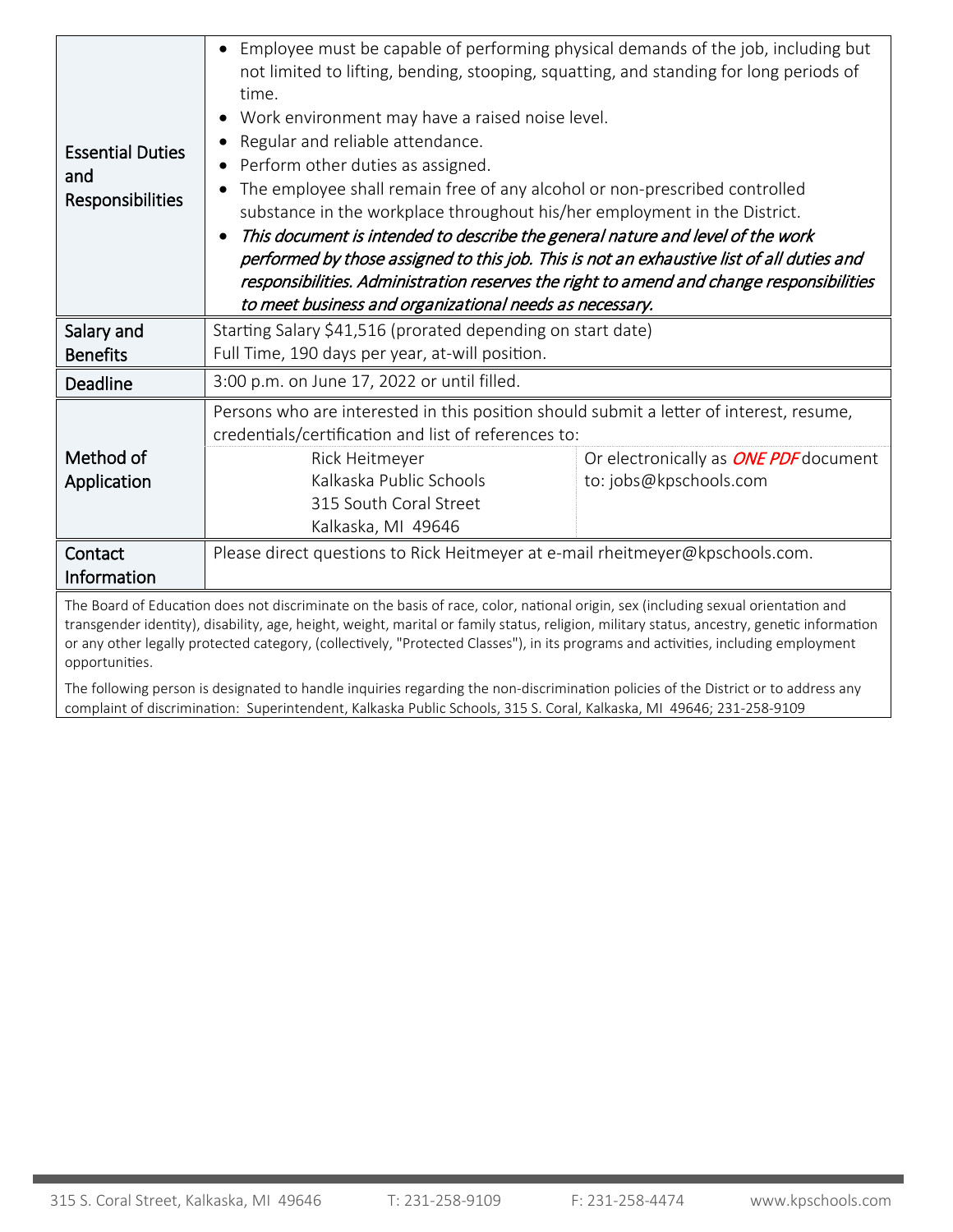| | |
|---|---|
| Essential Duties and Responsibilities | • Employee must be capable of performing physical demands of the job, including but not limited to lifting, bending, stooping, squatting, and standing for long periods of time.<br>• Work environment may have a raised noise level.<br>• Regular and reliable attendance.<br>• Perform other duties as assigned.<br>• The employee shall remain free of any alcohol or non-prescribed controlled substance in the workplace throughout his/her employment in the District.<br>• *This document is intended to describe the general nature and level of the work performed by those assigned to this job. This is not an exhaustive list of all duties and responsibilities. Administration reserves the right to amend and change responsibilities to meet business and organizational needs as necessary.* |
| Salary and Benefits | Starting Salary $41,516 (prorated depending on start date)<br>Full Time, 190 days per year, at-will position. |
| Deadline | 3:00 p.m. on June 17, 2022 or until filled. |
| Method of Application | Persons who are interested in this position should submit a letter of interest, resume, credentials/certification and list of references to:<br>Rick Heitmeyer<br>Kalkaska Public Schools<br>315 South Coral Street<br>Kalkaska, MI 49646<br>Or electronically as ***ONE PDF*** document to: jobs@kpschools.com |
| Contact Information | Please direct questions to Rick Heitmeyer at e-mail rheitmeyer@kpschools.com. |

The Board of Education does not discriminate on the basis of race, color, national origin, sex (including sexual orientation and transgender identity), disability, age, height, weight, marital or family status, religion, military status, ancestry, genetic information or any other legally protected category, (collectively, "Protected Classes"), in its programs and activities, including employment opportunities.

The following person is designated to handle inquiries regarding the non-discrimination policies of the District or to address any complaint of discrimination: Superintendent, Kalkaska Public Schools, 315 S. Coral, Kalkaska, MI 49646; 231-258-9109

315 S. Coral Street, Kalkaska, MI 49646 T: 231-258-9109 F: 231-258-4474 www.kpschools.com